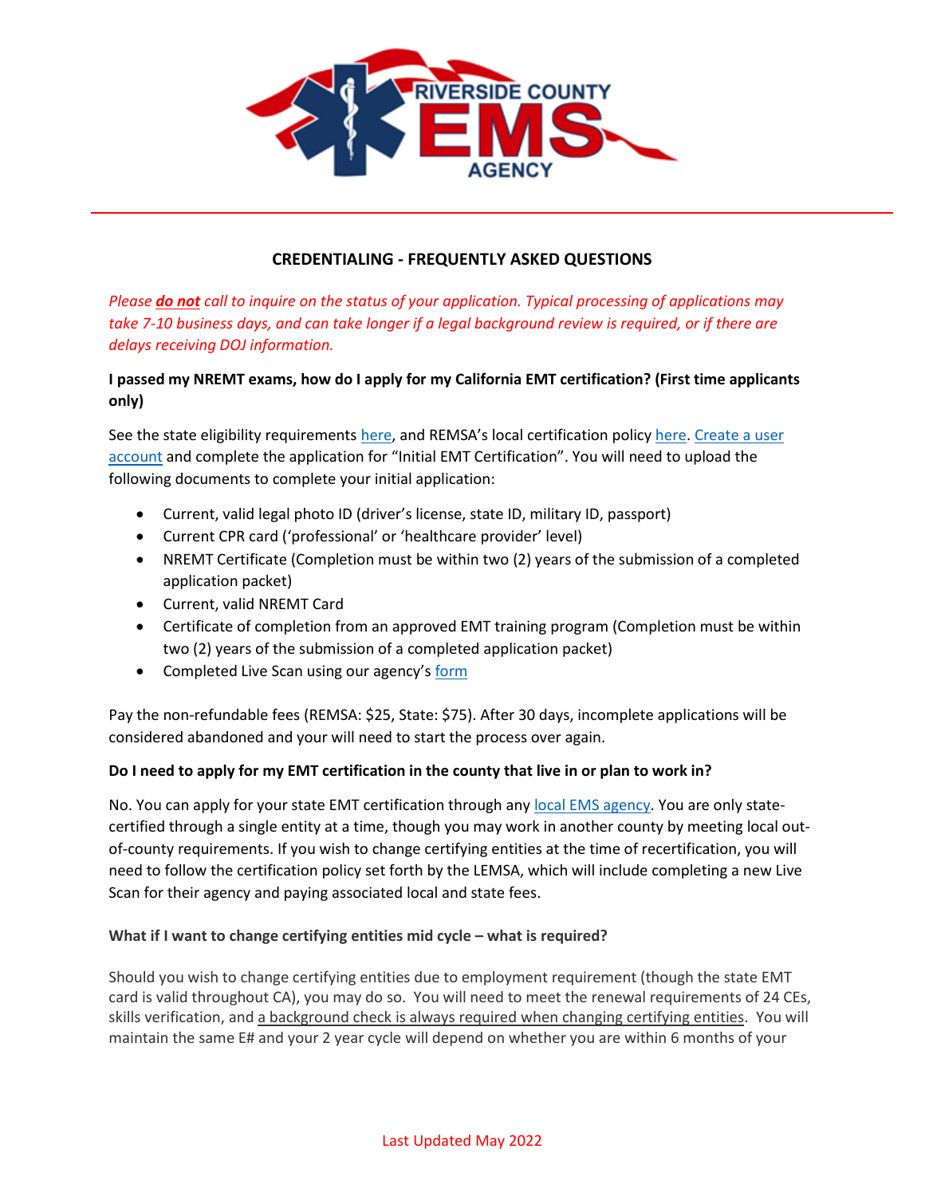# CREDENTIALING - FREQUENTLY ASKED QUESTIONS

*Please **do not** call to inquire on the status of your application. Typical processing of applications may take 7-10 business days, and can take longer if a legal background review is required, or if there are delays receiving DOJ information.*

**I passed my NREMT exams, how do I apply for my California EMT certification? (First time applicants only)**

See the state eligibility requirements here, and REMSA's local certification policy here. Create a user account and complete the application for "Initial EMT Certification". You will need to upload the following documents to complete your initial application:

- Current, valid legal photo ID (driver's license, state ID, military ID, passport)
- Current CPR card ('professional' or 'healthcare provider' level)
- NREMT Certificate (Completion must be within two (2) years of the submission of a completed application packet)
- Current, valid NREMT Card
- Certificate of completion from an approved EMT training program (Completion must be within two (2) years of the submission of a completed application packet)
- Completed Live Scan using our agency's form

Pay the non-refundable fees (REMSA: $25, State: $75). After 30 days, incomplete applications will be considered abandoned and your will need to start the process over again.

**Do I need to apply for my EMT certification in the county that live in or plan to work in?**

No. You can apply for your state EMT certification through any local EMS agency. You are only state-certified through a single entity at a time, though you may work in another county by meeting local out-of-county requirements. If you wish to change certifying entities at the time of recertification, you will need to follow the certification policy set forth by the LEMSA, which will include completing a new Live Scan for their agency and paying associated local and state fees.

**What if I want to change certifying entities mid cycle – what is required?**

Should you wish to change certifying entities due to employment requirement (though the state EMT card is valid throughout CA), you may do so. You will need to meet the renewal requirements of 24 CEs, skills verification, and a background check is always required when changing certifying entities. You will maintain the same E# and your 2 year cycle will depend on whether you are within 6 months of your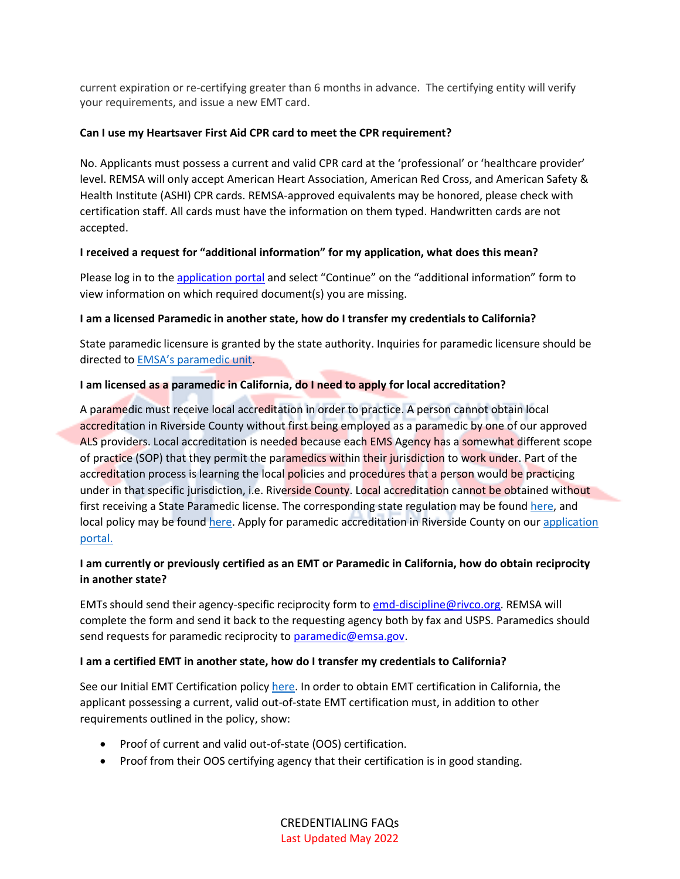current expiration or re-certifying greater than 6 months in advance. The certifying entity will verify your requirements, and issue a new EMT card.

**Can I use my Heartsaver First Aid CPR card to meet the CPR requirement?**

No. Applicants must possess a current and valid CPR card at the 'professional' or 'healthcare provider' level. REMSA will only accept American Heart Association, American Red Cross, and American Safety & Health Institute (ASHI) CPR cards. REMSA-approved equivalents may be honored, please check with certification staff. All cards must have the information on them typed. Handwritten cards are not accepted.

**I received a request for "additional information" for my application, what does this mean?**

Please log in to the application portal and select "Continue" on the "additional information" form to view information on which required document(s) you are missing.

**I am a licensed Paramedic in another state, how do I transfer my credentials to California?**

State paramedic licensure is granted by the state authority. Inquiries for paramedic licensure should be directed to EMSA's paramedic unit.

**I am licensed as a paramedic in California, do I need to apply for local accreditation?**

A paramedic must receive local accreditation in order to practice. A person cannot obtain local accreditation in Riverside County without first being employed as a paramedic by one of our approved ALS providers. Local accreditation is needed because each EMS Agency has a somewhat different scope of practice (SOP) that they permit the paramedics within their jurisdiction to work under. Part of the accreditation process is learning the local policies and procedures that a person would be practicing under in that specific jurisdiction, i.e. Riverside County. Local accreditation cannot be obtained without first receiving a State Paramedic license. The corresponding state regulation may be found here, and local policy may be found here. Apply for paramedic accreditation in Riverside County on our application portal.

**I am currently or previously certified as an EMT or Paramedic in California, how do obtain reciprocity in another state?**

EMTs should send their agency-specific reciprocity form to emd-discipline@rivco.org. REMSA will complete the form and send it back to the requesting agency both by fax and USPS. Paramedics should send requests for paramedic reciprocity to paramedic@emsa.gov.

**I am a certified EMT in another state, how do I transfer my credentials to California?**

See our Initial EMT Certification policy here. In order to obtain EMT certification in California, the applicant possessing a current, valid out-of-state EMT certification must, in addition to other requirements outlined in the policy, show:

- Proof of current and valid out-of-state (OOS) certification.
- Proof from their OOS certifying agency that their certification is in good standing.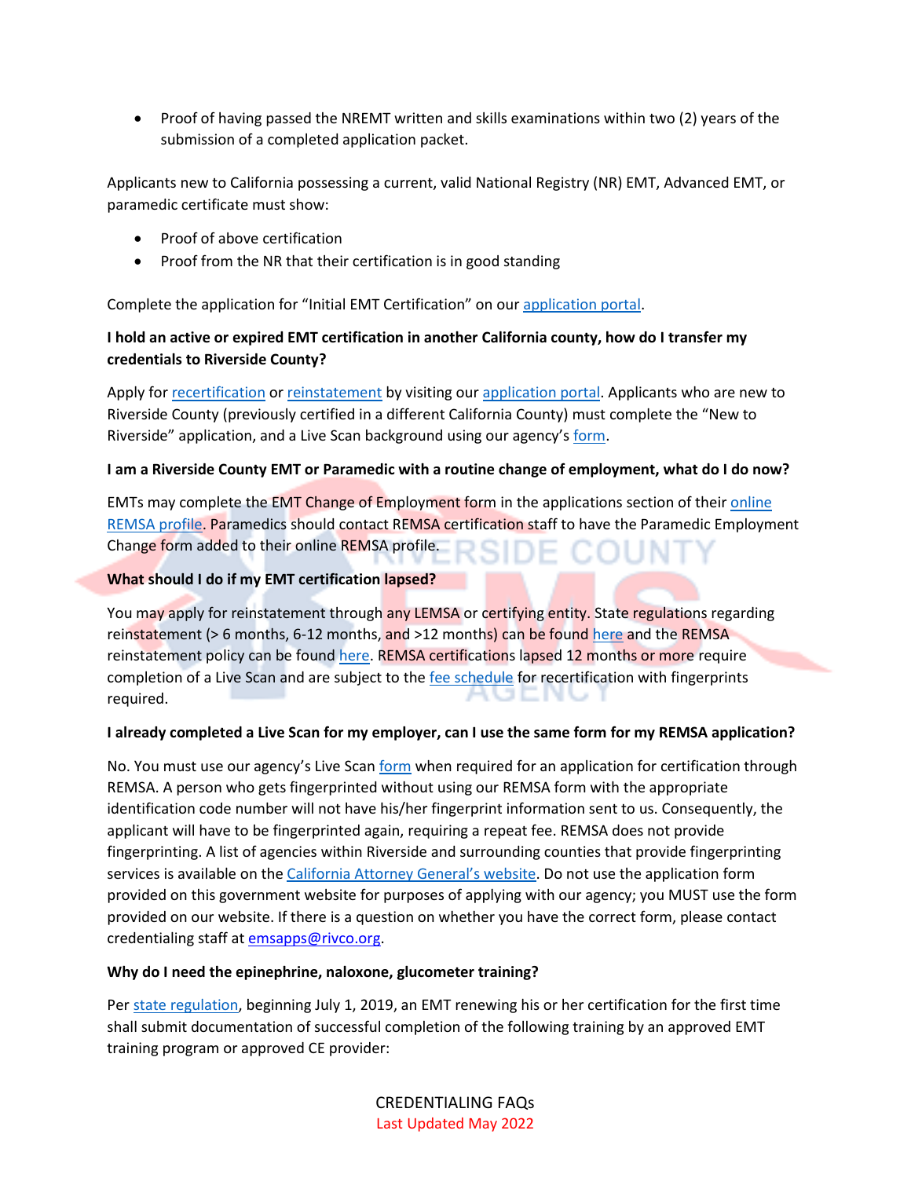- Proof of having passed the NREMT written and skills examinations within two (2) years of the submission of a completed application packet.

Applicants new to California possessing a current, valid National Registry (NR) EMT, Advanced EMT, or paramedic certificate must show:

- Proof of above certification
- Proof from the NR that their certification is in good standing

Complete the application for "Initial EMT Certification" on our application portal.

**I hold an active or expired EMT certification in another California county, how do I transfer my credentials to Riverside County?**

Apply for recertification or reinstatement by visiting our application portal. Applicants who are new to Riverside County (previously certified in a different California County) must complete the "New to Riverside" application, and a Live Scan background using our agency's form.

**I am a Riverside County EMT or Paramedic with a routine change of employment, what do I do now?**

EMTs may complete the EMT Change of Employment form in the applications section of their online REMSA profile. Paramedics should contact REMSA certification staff to have the Paramedic Employment Change form added to their online REMSA profile.

**What should I do if my EMT certification lapsed?**

You may apply for reinstatement through any LEMSA or certifying entity. State regulations regarding reinstatement (> 6 months, 6-12 months, and >12 months) can be found here and the REMSA reinstatement policy can be found here. REMSA certifications lapsed 12 months or more require completion of a Live Scan and are subject to the fee schedule for recertification with fingerprints required.

**I already completed a Live Scan for my employer, can I use the same form for my REMSA application?**

No. You must use our agency's Live Scan form when required for an application for certification through REMSA. A person who gets fingerprinted without using our REMSA form with the appropriate identification code number will not have his/her fingerprint information sent to us. Consequently, the applicant will have to be fingerprinted again, requiring a repeat fee. REMSA does not provide fingerprinting. A list of agencies within Riverside and surrounding counties that provide fingerprinting services is available on the California Attorney General's website. Do not use the application form provided on this government website for purposes of applying with our agency; you MUST use the form provided on our website. If there is a question on whether you have the correct form, please contact credentialing staff at emsapps@rivco.org.

**Why do I need the epinephrine, naloxone, glucometer training?**

Per state regulation, beginning July 1, 2019, an EMT renewing his or her certification for the first time shall submit documentation of successful completion of the following training by an approved EMT training program or approved CE provider: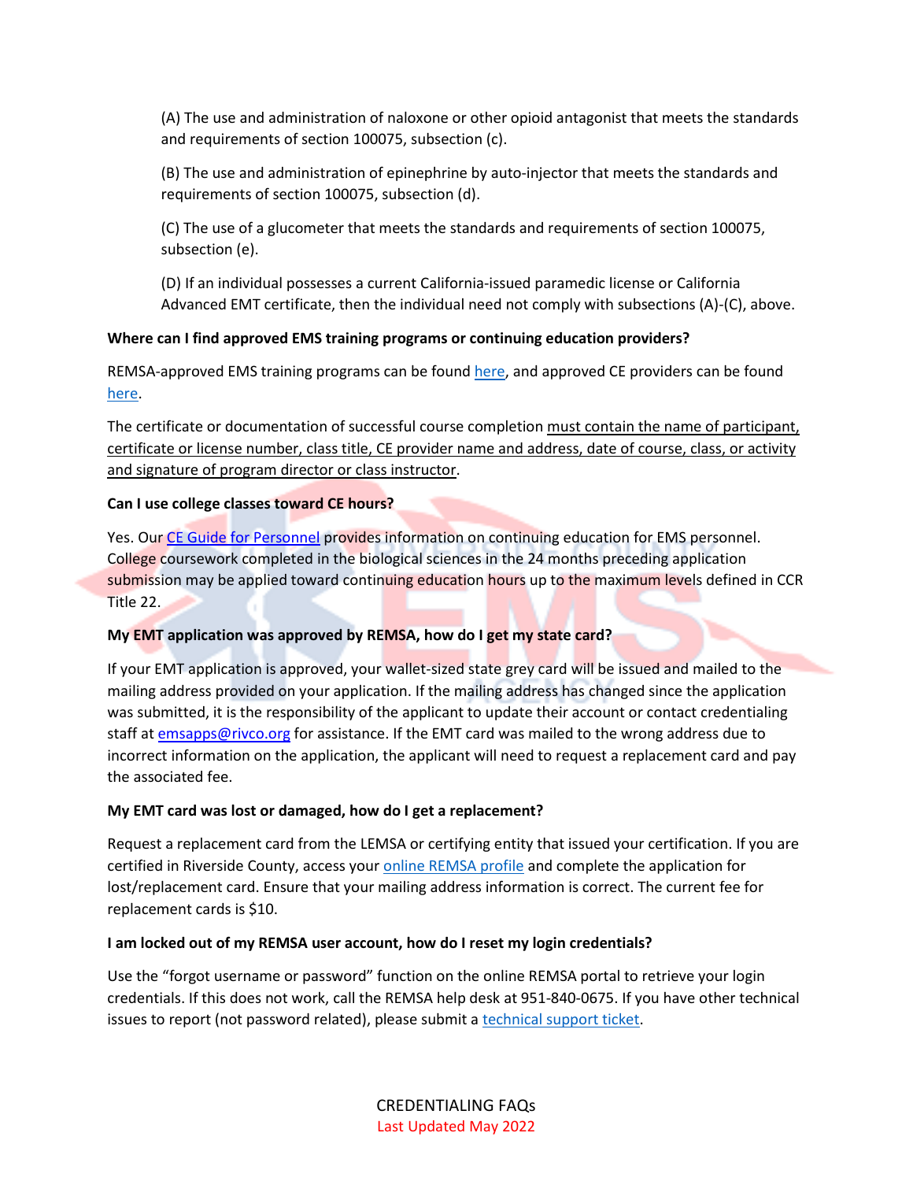(A) The use and administration of naloxone or other opioid antagonist that meets the standards and requirements of section 100075, subsection (c).

(B) The use and administration of epinephrine by auto-injector that meets the standards and requirements of section 100075, subsection (d).

(C) The use of a glucometer that meets the standards and requirements of section 100075, subsection (e).

(D) If an individual possesses a current California-issued paramedic license or California Advanced EMT certificate, then the individual need not comply with subsections (A)-(C), above.

**Where can I find approved EMS training programs or continuing education providers?**

REMSA-approved EMS training programs can be found here, and approved CE providers can be found here.

The certificate or documentation of successful course completion must contain the name of participant, certificate or license number, class title, CE provider name and address, date of course, class, or activity and signature of program director or class instructor.

**Can I use college classes toward CE hours?**

Yes. Our CE Guide for Personnel provides information on continuing education for EMS personnel. College coursework completed in the biological sciences in the 24 months preceding application submission may be applied toward continuing education hours up to the maximum levels defined in CCR Title 22.

**My EMT application was approved by REMSA, how do I get my state card?**

If your EMT application is approved, your wallet-sized state grey card will be issued and mailed to the mailing address provided on your application. If the mailing address has changed since the application was submitted, it is the responsibility of the applicant to update their account or contact credentialing staff at emsapps@rivco.org for assistance. If the EMT card was mailed to the wrong address due to incorrect information on the application, the applicant will need to request a replacement card and pay the associated fee.

**My EMT card was lost or damaged, how do I get a replacement?**

Request a replacement card from the LEMSA or certifying entity that issued your certification. If you are certified in Riverside County, access your online REMSA profile and complete the application for lost/replacement card. Ensure that your mailing address information is correct. The current fee for replacement cards is $10.

**I am locked out of my REMSA user account, how do I reset my login credentials?**

Use the "forgot username or password" function on the online REMSA portal to retrieve your login credentials. If this does not work, call the REMSA help desk at 951-840-0675. If you have other technical issues to report (not password related), please submit a technical support ticket.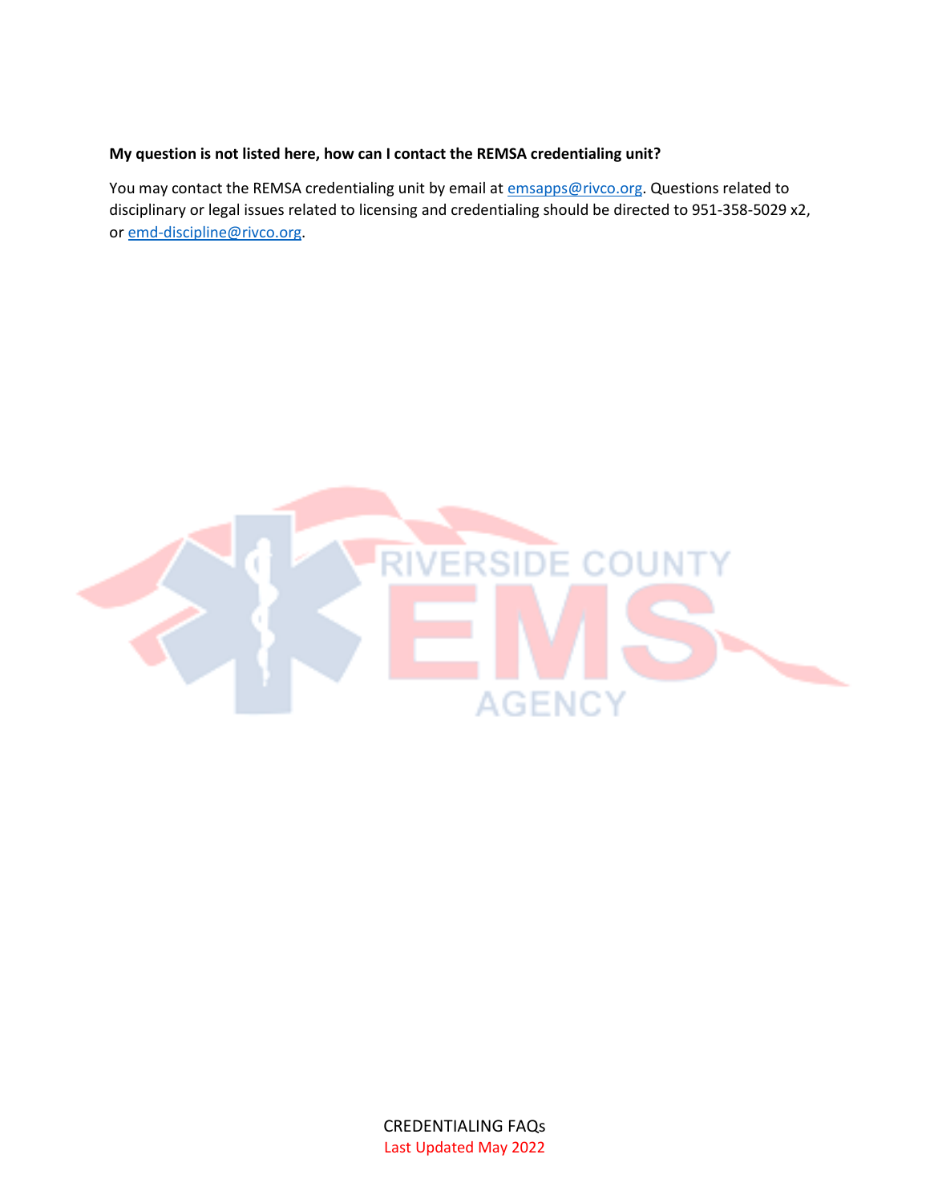**My question is not listed here, how can I contact the REMSA credentialing unit?**

You may contact the REMSA credentialing unit by email at emsapps@rivco.org. Questions related to disciplinary or legal issues related to licensing and credentialing should be directed to 951-358-5029 x2, or emd-discipline@rivco.org.